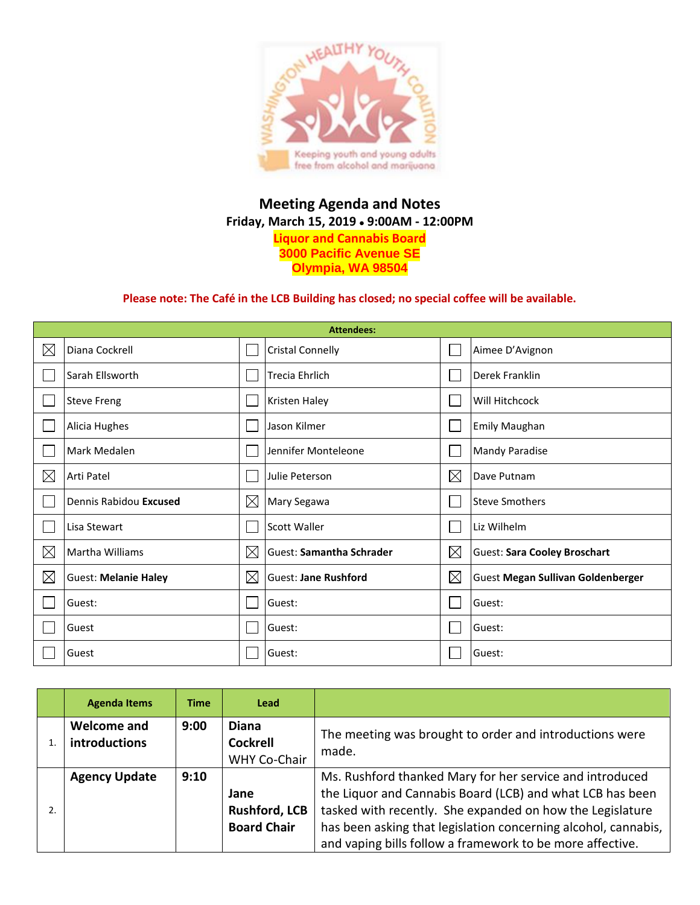# Meeting Agenda and Notes

**Friday, March 15, 2019 • 9:00AM - 12:00PM**

**Liquor and Cannabis Board**
**3000 Pacific Avenue SE**
**Olympia, WA 98504**

**Please note: The Café in the LCB Building has closed; no special coffee will be available.**

| Attendees: | | | | | |
|---|---|---|---|---|---|
| ☒ | Diana Cockrell | ☐ | Cristal Connelly | ☐ | Aimee D'Avignon |
| ☐ | Sarah Ellsworth | ☐ | Trecia Ehrlich | ☐ | Derek Franklin |
| ☐ | Steve Freng | ☐ | Kristen Haley | ☐ | Will Hitchcock |
| ☐ | Alicia Hughes | ☐ | Jason Kilmer | ☐ | Emily Maughan |
| ☐ | Mark Medalen | ☐ | Jennifer Monteleone | ☐ | Mandy Paradise |
| ☒ | Arti Patel | ☐ | Julie Peterson | ☒ | Dave Putnam |
| ☐ | Dennis Rabidou **Excused** | ☒ | Mary Segawa | ☐ | Steve Smothers |
| ☐ | Lisa Stewart | ☐ | Scott Waller | ☐ | Liz Wilhelm |
| ☒ | Martha Williams | ☒ | Guest: **Samantha Schrader** | ☒ | Guest: **Sara Cooley Broschart** |
| ☒ | Guest: **Melanie Haley** | ☒ | Guest: **Jane Rushford** | ☒ | Guest **Megan Sullivan Goldenberger** |
| ☐ | Guest: | ☐ | Guest: | ☐ | Guest: |
| ☐ | Guest | ☐ | Guest: | ☐ | Guest: |
| ☐ | Guest | ☐ | Guest: | ☐ | Guest: |

| | Agenda Items | Time | Lead | |
|---|---|---|---|---|
| 1. | **Welcome and introductions** | 9:00 | **Diana Cockrell** WHY Co-Chair | The meeting was brought to order and introductions were made. |
| 2. | **Agency Update** | 9:10 | **Jane Rushford, LCB Board Chair** | Ms. Rushford thanked Mary for her service and introduced the Liquor and Cannabis Board (LCB) and what LCB has been tasked with recently. She expanded on how the Legislature has been asking that legislation concerning alcohol, cannabis, and vaping bills follow a framework to be more affective. |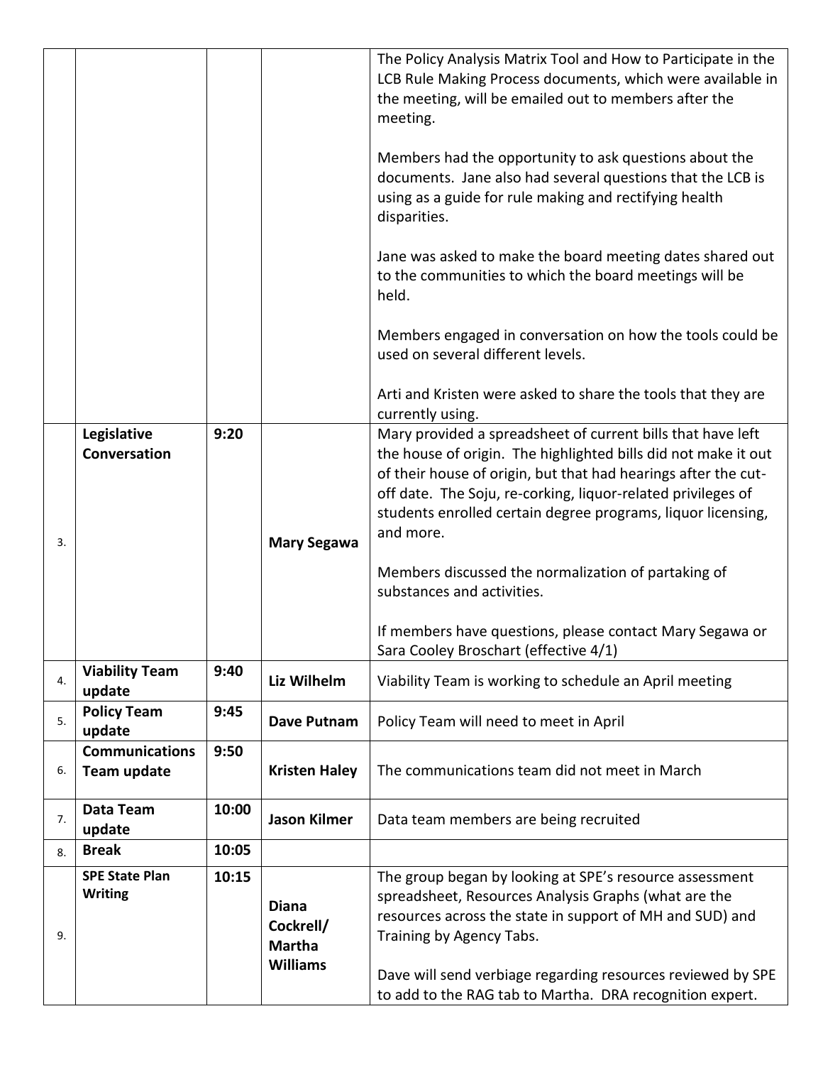|  |  |  |  |  |
|---|---|---|---|---|
|  |  |  |  | The Policy Analysis Matrix Tool and How to Participate in the LCB Rule Making Process documents, which were available in the meeting, will be emailed out to members after the meeting.<br><br>Members had the opportunity to ask questions about the documents. Jane also had several questions that the LCB is using as a guide for rule making and rectifying health disparities.<br><br>Jane was asked to make the board meeting dates shared out to the communities to which the board meetings will be held.<br><br>Members engaged in conversation on how the tools could be used on several different levels.<br><br>Arti and Kristen were asked to share the tools that they are currently using. |
| 3. | **Legislative Conversation** | **9:20** | **Mary Segawa** | Mary provided a spreadsheet of current bills that have left the house of origin. The highlighted bills did not make it out of their house of origin, but that had hearings after the cut-off date. The Soju, re-corking, liquor-related privileges of students enrolled certain degree programs, liquor licensing, and more.<br><br>Members discussed the normalization of partaking of substances and activities.<br><br>If members have questions, please contact Mary Segawa or Sara Cooley Broschart (effective 4/1) |
| 4. | **Viability Team update** | **9:40** | **Liz Wilhelm** | Viability Team is working to schedule an April meeting |
| 5. | **Policy Team update** | **9:45** | **Dave Putnam** | Policy Team will need to meet in April |
| 6. | **Communications Team update** | **9:50** | **Kristen Haley** | The communications team did not meet in March |
| 7. | **Data Team update** | **10:00** | **Jason Kilmer** | Data team members are being recruited |
| 8. | **Break** | **10:05** |  |  |
| 9. | **SPE State Plan Writing** | **10:15** | **Diana Cockrell/ Martha Williams** | The group began by looking at SPE's resource assessment spreadsheet, Resources Analysis Graphs (what are the resources across the state in support of MH and SUD) and Training by Agency Tabs.<br><br>Dave will send verbiage regarding resources reviewed by SPE to add to the RAG tab to Martha. DRA recognition expert. |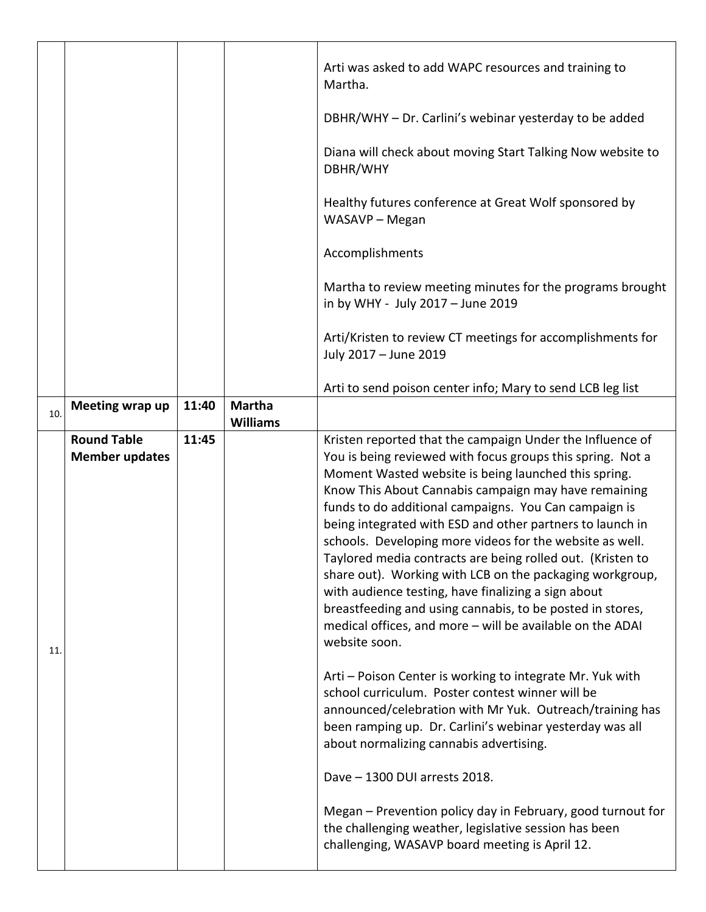| | | | | |
|---|---|---|---|---|
| | | | | Arti was asked to add WAPC resources and training to Martha.<br><br>DBHR/WHY – Dr. Carlini's webinar yesterday to be added<br><br>Diana will check about moving Start Talking Now website to DBHR/WHY<br><br>Healthy futures conference at Great Wolf sponsored by WASAVP – Megan<br><br>Accomplishments<br><br>Martha to review meeting minutes for the programs brought in by WHY - July 2017 – June 2019<br><br>Arti/Kristen to review CT meetings for accomplishments for July 2017 – June 2019<br><br>Arti to send poison center info; Mary to send LCB leg list |
| 10. | **Meeting wrap up** | 11:40 | **Martha Williams** | |
| 11. | **Round Table Member updates** | 11:45 | | Kristen reported that the campaign Under the Influence of You is being reviewed with focus groups this spring. Not a Moment Wasted website is being launched this spring. Know This About Cannabis campaign may have remaining funds to do additional campaigns. You Can campaign is being integrated with ESD and other partners to launch in schools. Developing more videos for the website as well. Taylored media contracts are being rolled out. (Kristen to share out). Working with LCB on the packaging workgroup, with audience testing, have finalizing a sign about breastfeeding and using cannabis, to be posted in stores, medical offices, and more – will be available on the ADAI website soon.<br><br>Arti – Poison Center is working to integrate Mr. Yuk with school curriculum. Poster contest winner will be announced/celebration with Mr Yuk. Outreach/training has been ramping up. Dr. Carlini's webinar yesterday was all about normalizing cannabis advertising.<br><br>Dave – 1300 DUI arrests 2018.<br><br>Megan – Prevention policy day in February, good turnout for the challenging weather, legislative session has been challenging, WASAVP board meeting is April 12. |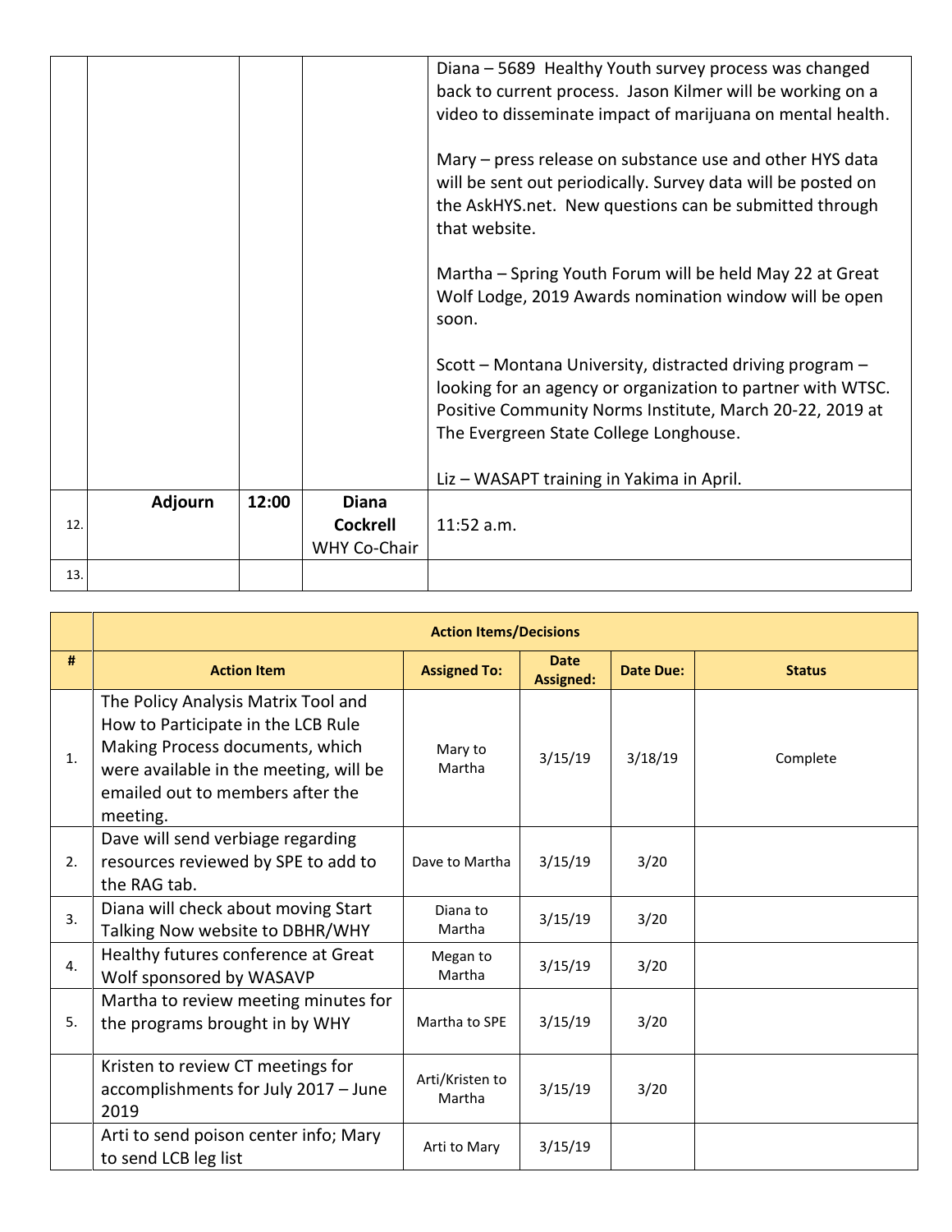| | | | | |
|---|---|---|---|---|
| | | | | Diana – 5689 Healthy Youth survey process was changed back to current process. Jason Kilmer will be working on a video to disseminate impact of marijuana on mental health.<br><br>Mary – press release on substance use and other HYS data will be sent out periodically. Survey data will be posted on the AskHYS.net. New questions can be submitted through that website.<br><br>Martha – Spring Youth Forum will be held May 22 at Great Wolf Lodge, 2019 Awards nomination window will be open soon.<br><br>Scott – Montana University, distracted driving program – looking for an agency or organization to partner with WTSC. Positive Community Norms Institute, March 20-22, 2019 at The Evergreen State College Longhouse.<br><br>Liz – WASAPT training in Yakima in April. |
| 12. | **Adjourn** | **12:00** | **Diana Cockrell** WHY Co-Chair | 11:52 a.m. |
| 13. | | | | |

| | Action Items/Decisions | | | | |
|---|---|---|---|---|---|
| **#** | **Action Item** | **Assigned To:** | **Date Assigned:** | **Date Due:** | **Status** |
| 1. | The Policy Analysis Matrix Tool and How to Participate in the LCB Rule Making Process documents, which were available in the meeting, will be emailed out to members after the meeting. | Mary to Martha | 3/15/19 | 3/18/19 | Complete |
| 2. | Dave will send verbiage regarding resources reviewed by SPE to add to the RAG tab. | Dave to Martha | 3/15/19 | 3/20 | |
| 3. | Diana will check about moving Start Talking Now website to DBHR/WHY | Diana to Martha | 3/15/19 | 3/20 | |
| 4. | Healthy futures conference at Great Wolf sponsored by WASAVP | Megan to Martha | 3/15/19 | 3/20 | |
| 5. | Martha to review meeting minutes for the programs brought in by WHY | Martha to SPE | 3/15/19 | 3/20 | |
| | Kristen to review CT meetings for accomplishments for July 2017 – June 2019 | Arti/Kristen to Martha | 3/15/19 | 3/20 | |
| | Arti to send poison center info; Mary to send LCB leg list | Arti to Mary | 3/15/19 | | |